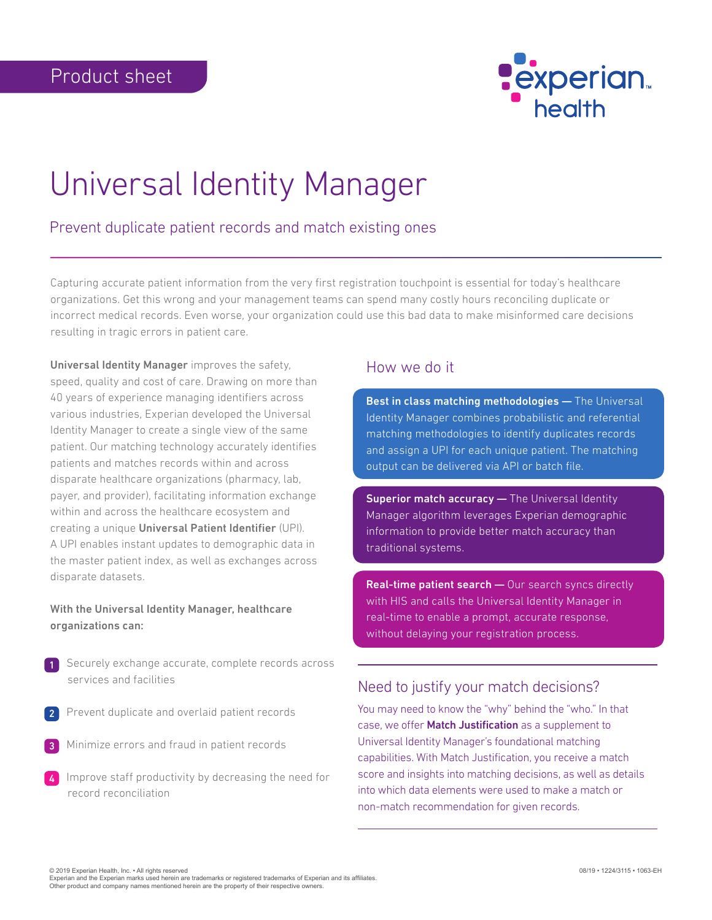Product sheet

# Universal Identity Manager

## Prevent duplicate patient records and match existing ones

Capturing accurate patient information from the very first registration touchpoint is essential for today's healthcare organizations. Get this wrong and your management teams can spend many costly hours reconciling duplicate or incorrect medical records. Even worse, your organization could use this bad data to make misinformed care decisions resulting in tragic errors in patient care.

**Universal Identity Manager** improves the safety, speed, quality and cost of care. Drawing on more than 40 years of experience managing identifiers across various industries, Experian developed the Universal Identity Manager to create a single view of the same patient. Our matching technology accurately identifies patients and matches records within and across disparate healthcare organizations (pharmacy, lab, payer, and provider), facilitating information exchange within and across the healthcare ecosystem and creating a unique **Universal Patient Identifier** (UPI). A UPI enables instant updates to demographic data in the master patient index, as well as exchanges across disparate datasets.

**With the Universal Identity Manager, healthcare organizations can:**

1. Securely exchange accurate, complete records across services and facilities
2. Prevent duplicate and overlaid patient records
3. Minimize errors and fraud in patient records
4. Improve staff productivity by decreasing the need for record reconciliation

### How we do it

**Best in class matching methodologies —** The Universal Identity Manager combines probabilistic and referential matching methodologies to identify duplicates records and assign a UPI for each unique patient. The matching output can be delivered via API or batch file.

**Superior match accuracy —** The Universal Identity Manager algorithm leverages Experian demographic information to provide better match accuracy than traditional systems.

**Real-time patient search —** Our search syncs directly with HIS and calls the Universal Identity Manager in real-time to enable a prompt, accurate response, without delaying your registration process.

### Need to justify your match decisions?

You may need to know the "why" behind the "who." In that case, we offer **Match Justification** as a supplement to Universal Identity Manager's foundational matching capabilities. With Match Justification, you receive a match score and insights into matching decisions, as well as details into which data elements were used to make a match or non-match recommendation for given records.

© 2019 Experian Health, Inc. • All rights reserved
Experian and the Experian marks used herein are trademarks or registered trademarks of Experian and its affiliates.
Other product and company names mentioned herein are the property of their respective owners.

08/19 • 1224/3115 • 1063-EH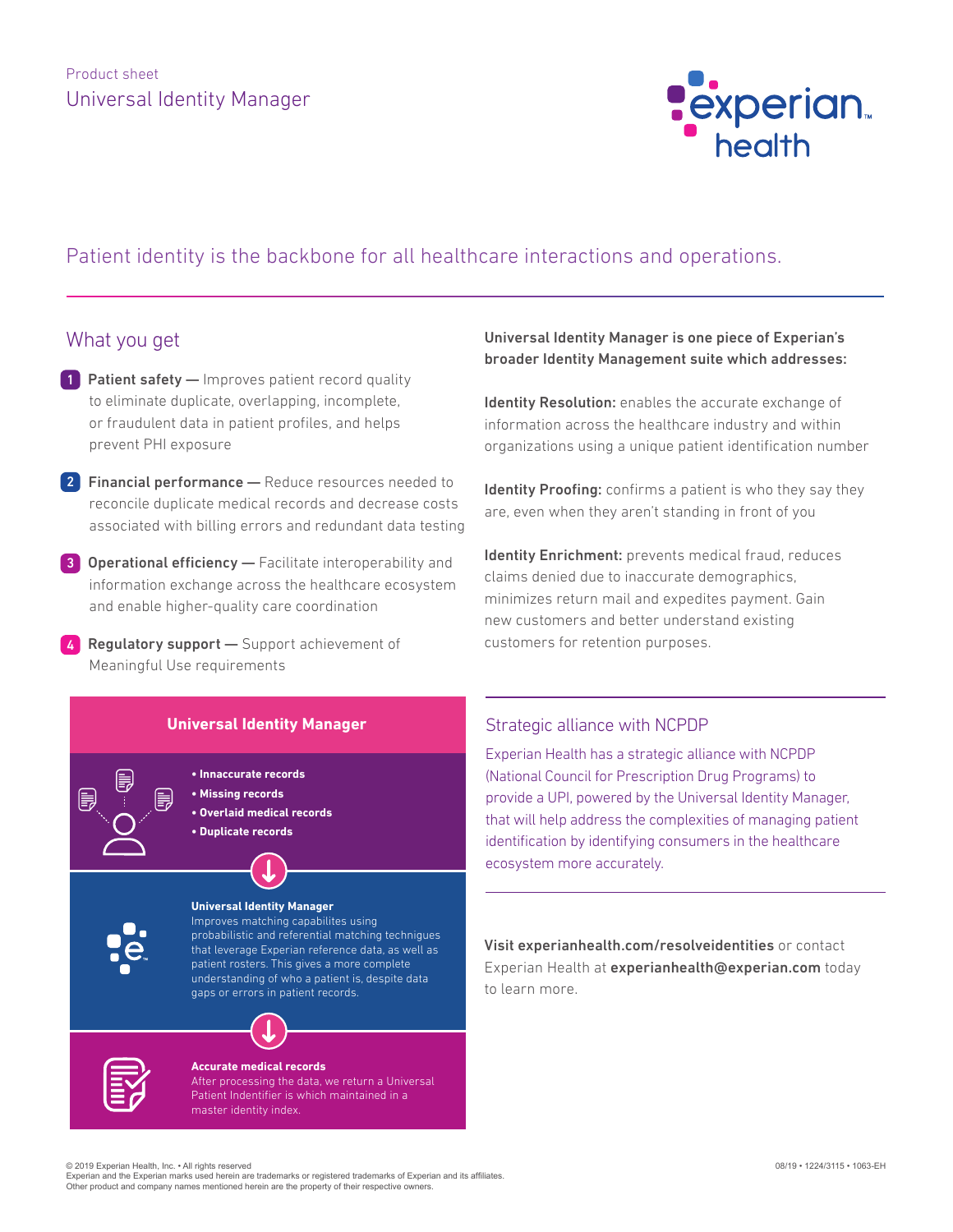Product sheet

# Universal Identity Manager

## Patient identity is the backbone for all healthcare interactions and operations.

## What you get

1. **Patient safety —** Improves patient record quality to eliminate duplicate, overlapping, incomplete, or fraudulent data in patient profiles, and helps prevent PHI exposure
2. **Financial performance —** Reduce resources needed to reconcile duplicate medical records and decrease costs associated with billing errors and redundant data testing
3. **Operational efficiency —** Facilitate interoperability and information exchange across the healthcare ecosystem and enable higher-quality care coordination
4. **Regulatory support —** Support achievement of Meaningful Use requirements

### Universal Identity Manager

- **Innaccurate records**
- **Missing records**
- **Overlaid medical records**
- **Duplicate records**

**Universal Identity Manager**
Improves matching capabilites using probabilistic and referential matching techniques that leverage Experian reference data, as well as patient rosters. This gives a more complete understanding of who a patient is, despite data gaps or errors in patient records.

**Accurate medical records**
After processing the data, we return a Universal Patient Indentifier is which maintained in a master identity index.

**Universal Identity Manager is one piece of Experian's broader Identity Management suite which addresses:**

**Identity Resolution:** enables the accurate exchange of information across the healthcare industry and within organizations using a unique patient identification number

**Identity Proofing:** confirms a patient is who they say they are, even when they aren't standing in front of you

**Identity Enrichment:** prevents medical fraud, reduces claims denied due to inaccurate demographics, minimizes return mail and expedites payment. Gain new customers and better understand existing customers for retention purposes.

## Strategic alliance with NCPDP

Experian Health has a strategic alliance with NCPDP (National Council for Prescription Drug Programs) to provide a UPI, powered by the Universal Identity Manager, that will help address the complexities of managing patient identification by identifying consumers in the healthcare ecosystem more accurately.

Visit **experianhealth.com/resolveidentities** or contact Experian Health at **experianhealth@experian.com** today to learn more.

© 2019 Experian Health, Inc. • All rights reserved
Experian and the Experian marks used herein are trademarks or registered trademarks of Experian and its affiliates.
Other product and company names mentioned herein are the property of their respective owners.

08/19 • 1224/3115 • 1063-EH